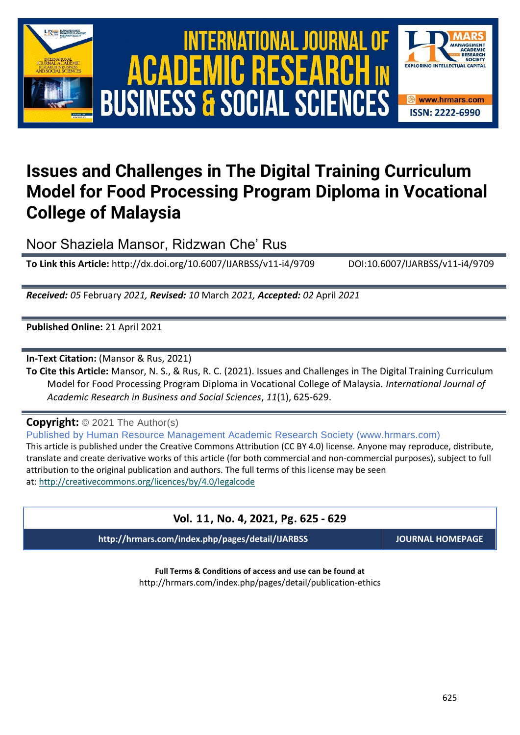# Issues and Challenges in The Digital Training Curriculum Model for Food Processing Program Diploma in Vocational College of Malaysia

Noor Shaziela Mansor, Ridzwan Che' Rus

**To Link this Article:** http://dx.doi.org/10.6007/IJARBSS/v11-i4/9709 DOI:10.6007/IJARBSS/v11-i4/9709

***Received:** 05* February *2021, **Revised:** 10* March *2021, **Accepted:** 02* April *2021*

**Published Online:** 21 April 2021

**In-Text Citation:** (Mansor & Rus, 2021)

**To Cite this Article:** Mansor, N. S., & Rus, R. C. (2021). Issues and Challenges in The Digital Training Curriculum Model for Food Processing Program Diploma in Vocational College of Malaysia. *International Journal of Academic Research in Business and Social Sciences*, *11*(1), 625-629.

**Copyright:** © 2021 The Author(s)

Published by Human Resource Management Academic Research Society (www.hrmars.com)

This article is published under the Creative Commons Attribution (CC BY 4.0) license. Anyone may reproduce, distribute, translate and create derivative works of this article (for both commercial and non-commercial purposes), subject to full attribution to the original publication and authors. The full terms of this license may be seen at: http://creativecommons.org/licences/by/4.0/legalcode

**Vol. 11, No. 4, 2021, Pg. 625 - 629**

**http://hrmars.com/index.php/pages/detail/IJARBSS** **JOURNAL HOMEPAGE**

**Full Terms & Conditions of access and use can be found at**
http://hrmars.com/index.php/pages/detail/publication-ethics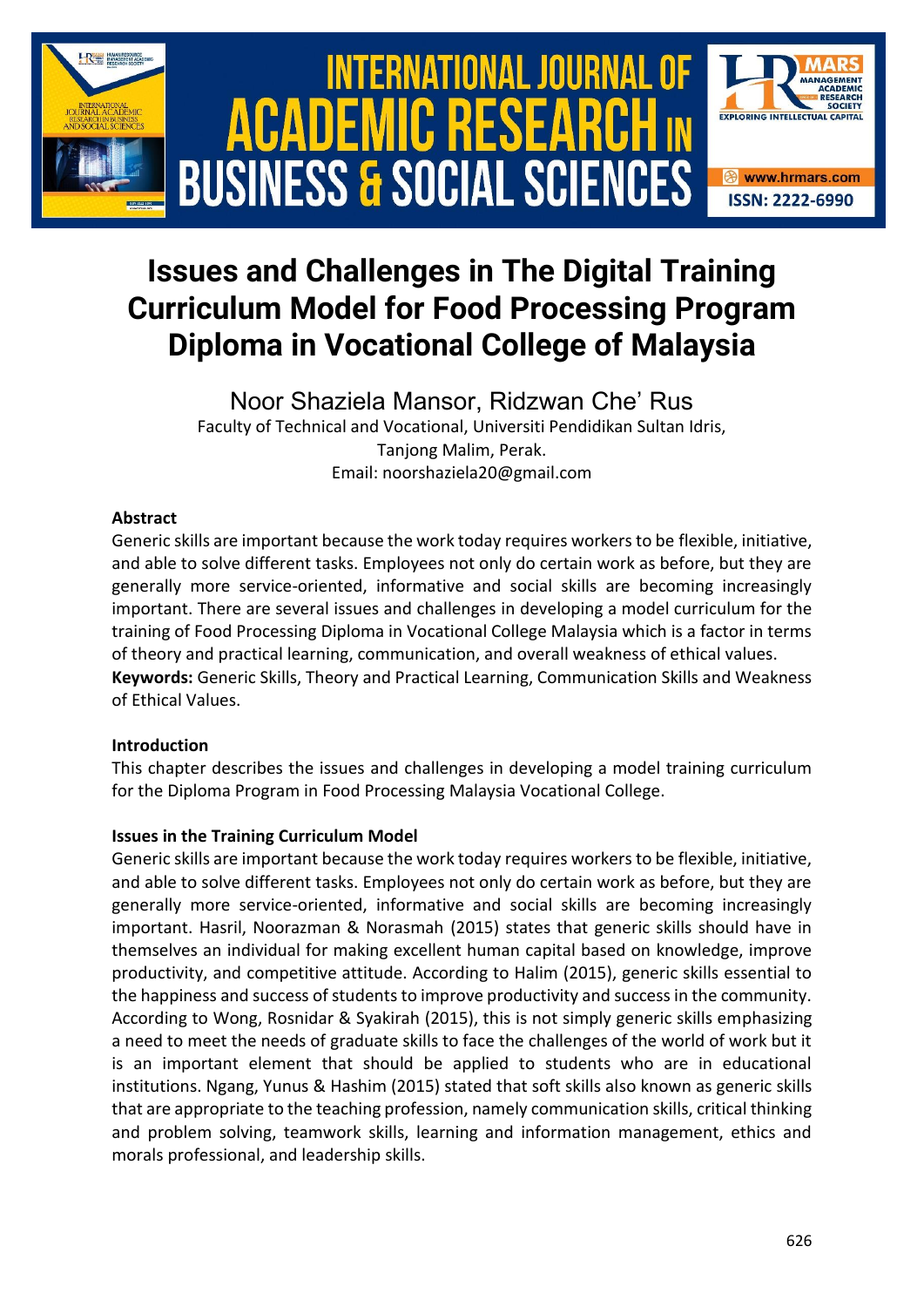# Issues and Challenges in The Digital Training Curriculum Model for Food Processing Program Diploma in Vocational College of Malaysia

Noor Shaziela Mansor, Ridzwan Che' Rus

Faculty of Technical and Vocational, Universiti Pendidikan Sultan Idris, Tanjong Malim, Perak.
Email: noorshaziela20@gmail.com

### Abstract

Generic skills are important because the work today requires workers to be flexible, initiative, and able to solve different tasks. Employees not only do certain work as before, but they are generally more service-oriented, informative and social skills are becoming increasingly important. There are several issues and challenges in developing a model curriculum for the training of Food Processing Diploma in Vocational College Malaysia which is a factor in terms of theory and practical learning, communication, and overall weakness of ethical values.

**Keywords:** Generic Skills, Theory and Practical Learning, Communication Skills and Weakness of Ethical Values.

### Introduction

This chapter describes the issues and challenges in developing a model training curriculum for the Diploma Program in Food Processing Malaysia Vocational College.

### Issues in the Training Curriculum Model

Generic skills are important because the work today requires workers to be flexible, initiative, and able to solve different tasks. Employees not only do certain work as before, but they are generally more service-oriented, informative and social skills are becoming increasingly important. Hasril, Noorazman & Norasmah (2015) states that generic skills should have in themselves an individual for making excellent human capital based on knowledge, improve productivity, and competitive attitude. According to Halim (2015), generic skills essential to the happiness and success of students to improve productivity and success in the community. According to Wong, Rosnidar & Syakirah (2015), this is not simply generic skills emphasizing a need to meet the needs of graduate skills to face the challenges of the world of work but it is an important element that should be applied to students who are in educational institutions. Ngang, Yunus & Hashim (2015) stated that soft skills also known as generic skills that are appropriate to the teaching profession, namely communication skills, critical thinking and problem solving, teamwork skills, learning and information management, ethics and morals professional, and leadership skills.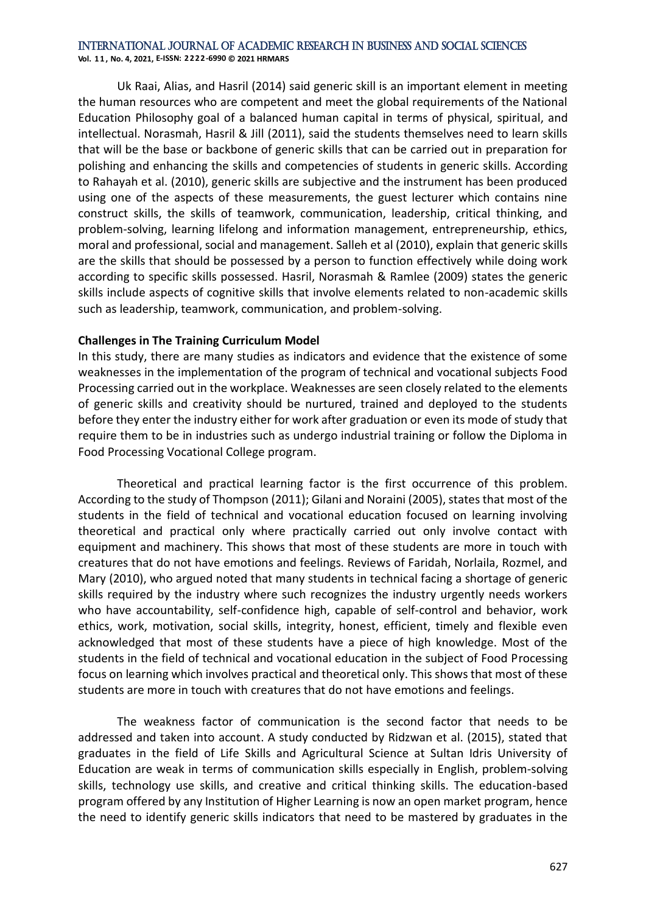Uk Raai, Alias, and Hasril (2014) said generic skill is an important element in meeting the human resources who are competent and meet the global requirements of the National Education Philosophy goal of a balanced human capital in terms of physical, spiritual, and intellectual. Norasmah, Hasril & Jill (2011), said the students themselves need to learn skills that will be the base or backbone of generic skills that can be carried out in preparation for polishing and enhancing the skills and competencies of students in generic skills. According to Rahayah et al. (2010), generic skills are subjective and the instrument has been produced using one of the aspects of these measurements, the guest lecturer which contains nine construct skills, the skills of teamwork, communication, leadership, critical thinking, and problem-solving, learning lifelong and information management, entrepreneurship, ethics, moral and professional, social and management. Salleh et al (2010), explain that generic skills are the skills that should be possessed by a person to function effectively while doing work according to specific skills possessed. Hasril, Norasmah & Ramlee (2009) states the generic skills include aspects of cognitive skills that involve elements related to non-academic skills such as leadership, teamwork, communication, and problem-solving.

**Challenges in The Training Curriculum Model**

In this study, there are many studies as indicators and evidence that the existence of some weaknesses in the implementation of the program of technical and vocational subjects Food Processing carried out in the workplace. Weaknesses are seen closely related to the elements of generic skills and creativity should be nurtured, trained and deployed to the students before they enter the industry either for work after graduation or even its mode of study that require them to be in industries such as undergo industrial training or follow the Diploma in Food Processing Vocational College program.

Theoretical and practical learning factor is the first occurrence of this problem. According to the study of Thompson (2011); Gilani and Noraini (2005), states that most of the students in the field of technical and vocational education focused on learning involving theoretical and practical only where practically carried out only involve contact with equipment and machinery. This shows that most of these students are more in touch with creatures that do not have emotions and feelings. Reviews of Faridah, Norlaila, Rozmel, and Mary (2010), who argued noted that many students in technical facing a shortage of generic skills required by the industry where such recognizes the industry urgently needs workers who have accountability, self-confidence high, capable of self-control and behavior, work ethics, work, motivation, social skills, integrity, honest, efficient, timely and flexible even acknowledged that most of these students have a piece of high knowledge. Most of the students in the field of technical and vocational education in the subject of Food Processing focus on learning which involves practical and theoretical only. This shows that most of these students are more in touch with creatures that do not have emotions and feelings.

The weakness factor of communication is the second factor that needs to be addressed and taken into account. A study conducted by Ridzwan et al. (2015), stated that graduates in the field of Life Skills and Agricultural Science at Sultan Idris University of Education are weak in terms of communication skills especially in English, problem-solving skills, technology use skills, and creative and critical thinking skills. The education-based program offered by any Institution of Higher Learning is now an open market program, hence the need to identify generic skills indicators that need to be mastered by graduates in the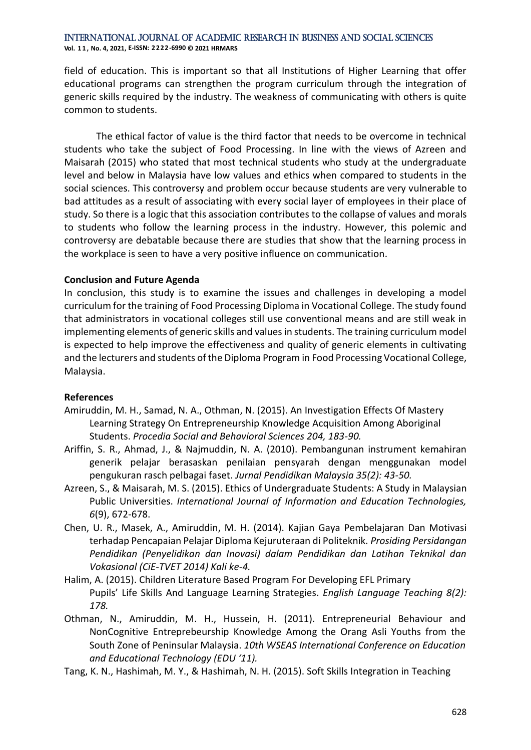field of education. This is important so that all Institutions of Higher Learning that offer educational programs can strengthen the program curriculum through the integration of generic skills required by the industry. The weakness of communicating with others is quite common to students.

The ethical factor of value is the third factor that needs to be overcome in technical students who take the subject of Food Processing. In line with the views of Azreen and Maisarah (2015) who stated that most technical students who study at the undergraduate level and below in Malaysia have low values and ethics when compared to students in the social sciences. This controversy and problem occur because students are very vulnerable to bad attitudes as a result of associating with every social layer of employees in their place of study. So there is a logic that this association contributes to the collapse of values and morals to students who follow the learning process in the industry. However, this polemic and controversy are debatable because there are studies that show that the learning process in the workplace is seen to have a very positive influence on communication.

## Conclusion and Future Agenda

In conclusion, this study is to examine the issues and challenges in developing a model curriculum for the training of Food Processing Diploma in Vocational College. The study found that administrators in vocational colleges still use conventional means and are still weak in implementing elements of generic skills and values in students. The training curriculum model is expected to help improve the effectiveness and quality of generic elements in cultivating and the lecturers and students of the Diploma Program in Food Processing Vocational College, Malaysia.

## References

Amiruddin, M. H., Samad, N. A., Othman, N. (2015). An Investigation Effects Of Mastery Learning Strategy On Entrepreneurship Knowledge Acquisition Among Aboriginal Students. *Procedia Social and Behavioral Sciences 204, 183-90.*

Ariffin, S. R., Ahmad, J., & Najmuddin, N. A. (2010). Pembangunan instrument kemahiran generik pelajar berasaskan penilaian pensyarah dengan menggunakan model pengukuran rasch pelbagai faset. *Jurnal Pendidikan Malaysia 35(2): 43-50.*

Azreen, S., & Maisarah, M. S. (2015). Ethics of Undergraduate Students: A Study in Malaysian Public Universities. *International Journal of Information and Education Technologies, 6*(9), 672-678.

Chen, U. R., Masek, A., Amiruddin, M. H. (2014). Kajian Gaya Pembelajaran Dan Motivasi terhadap Pencapaian Pelajar Diploma Kejuruteraan di Politeknik. *Prosiding Persidangan Pendidikan (Penyelidikan dan Inovasi) dalam Pendidikan dan Latihan Teknikal dan Vokasional (CiE-TVET 2014) Kali ke-4.*

Halim, A. (2015). Children Literature Based Program For Developing EFL Primary Pupils' Life Skills And Language Learning Strategies. *English Language Teaching 8(2): 178.*

Othman, N., Amiruddin, M. H., Hussein, H. (2011). Entrepreneurial Behaviour and NonCognitive Entreprebeurship Knowledge Among the Orang Asli Youths from the South Zone of Peninsular Malaysia. *10th WSEAS International Conference on Education and Educational Technology (EDU '11).*

Tang, K. N., Hashimah, M. Y., & Hashimah, N. H. (2015). Soft Skills Integration in Teaching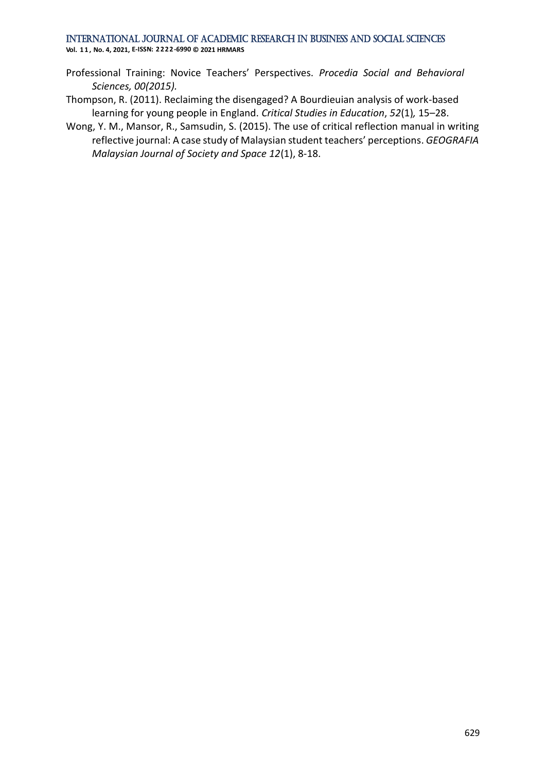Professional Training: Novice Teachers' Perspectives. *Procedia Social and Behavioral Sciences, 00(2015).*

Thompson, R. (2011). Reclaiming the disengaged? A Bourdieuian analysis of work-based learning for young people in England. *Critical Studies in Education*, *52*(1)*,* 15–28.

Wong, Y. M., Mansor, R., Samsudin, S. (2015). The use of critical reflection manual in writing reflective journal: A case study of Malaysian student teachers' perceptions. *GEOGRAFIA Malaysian Journal of Society and Space 12*(1), 8-18.